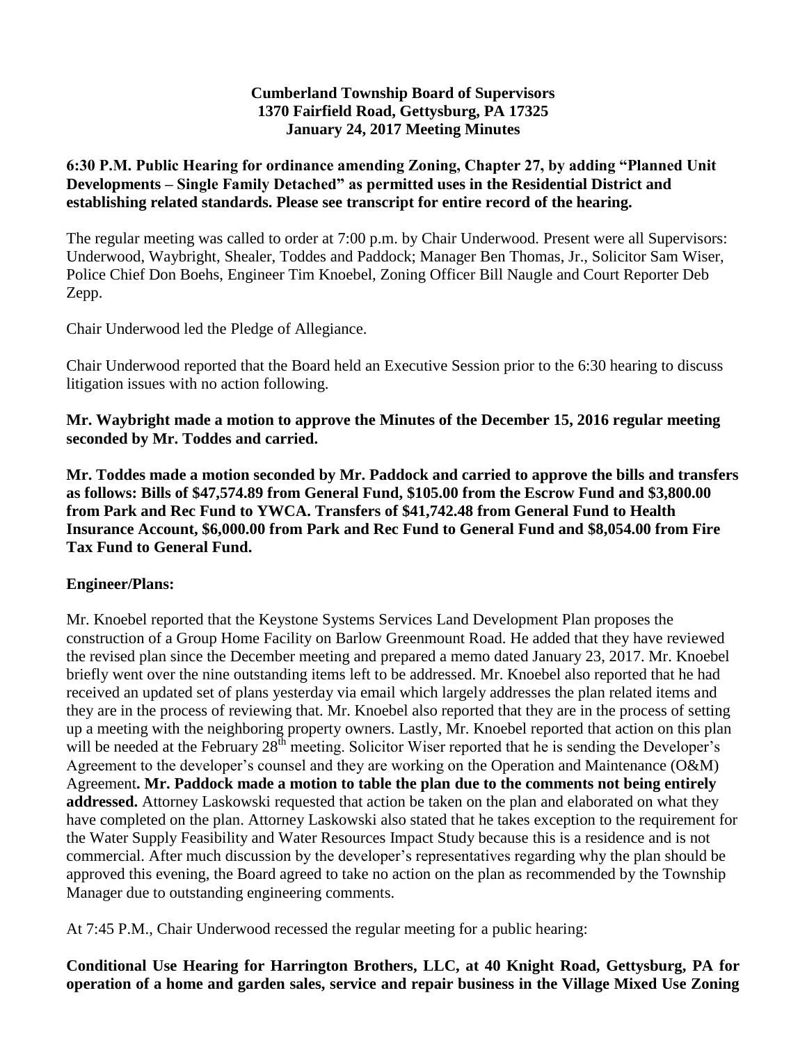**Cumberland Township Board of Supervisors**
**1370 Fairfield Road, Gettysburg, PA 17325**
**January 24, 2017 Meeting Minutes**

**6:30 P.M. Public Hearing for ordinance amending Zoning, Chapter 27, by adding "Planned Unit Developments – Single Family Detached" as permitted uses in the Residential District and establishing related standards. Please see transcript for entire record of the hearing.**

The regular meeting was called to order at 7:00 p.m. by Chair Underwood. Present were all Supervisors: Underwood, Waybright, Shealer, Toddes and Paddock; Manager Ben Thomas, Jr., Solicitor Sam Wiser, Police Chief Don Boehs, Engineer Tim Knoebel, Zoning Officer Bill Naugle and Court Reporter Deb Zepp.

Chair Underwood led the Pledge of Allegiance.

Chair Underwood reported that the Board held an Executive Session prior to the 6:30 hearing to discuss litigation issues with no action following.

**Mr. Waybright made a motion to approve the Minutes of the December 15, 2016 regular meeting seconded by Mr. Toddes and carried.**

**Mr. Toddes made a motion seconded by Mr. Paddock and carried to approve the bills and transfers as follows: Bills of $47,574.89 from General Fund, $105.00 from the Escrow Fund and $3,800.00 from Park and Rec Fund to YWCA. Transfers of $41,742.48 from General Fund to Health Insurance Account, $6,000.00 from Park and Rec Fund to General Fund and $8,054.00 from Fire Tax Fund to General Fund.**

**Engineer/Plans:**

Mr. Knoebel reported that the Keystone Systems Services Land Development Plan proposes the construction of a Group Home Facility on Barlow Greenmount Road. He added that they have reviewed the revised plan since the December meeting and prepared a memo dated January 23, 2017. Mr. Knoebel briefly went over the nine outstanding items left to be addressed. Mr. Knoebel also reported that he had received an updated set of plans yesterday via email which largely addresses the plan related items and they are in the process of reviewing that. Mr. Knoebel also reported that they are in the process of setting up a meeting with the neighboring property owners. Lastly, Mr. Knoebel reported that action on this plan will be needed at the February 28th meeting. Solicitor Wiser reported that he is sending the Developer's Agreement to the developer's counsel and they are working on the Operation and Maintenance (O&M) Agreement**. Mr. Paddock made a motion to table the plan due to the comments not being entirely addressed.** Attorney Laskowski requested that action be taken on the plan and elaborated on what they have completed on the plan. Attorney Laskowski also stated that he takes exception to the requirement for the Water Supply Feasibility and Water Resources Impact Study because this is a residence and is not commercial. After much discussion by the developer's representatives regarding why the plan should be approved this evening, the Board agreed to take no action on the plan as recommended by the Township Manager due to outstanding engineering comments.

At 7:45 P.M., Chair Underwood recessed the regular meeting for a public hearing:

**Conditional Use Hearing for Harrington Brothers, LLC, at 40 Knight Road, Gettysburg, PA for operation of a home and garden sales, service and repair business in the Village Mixed Use Zoning**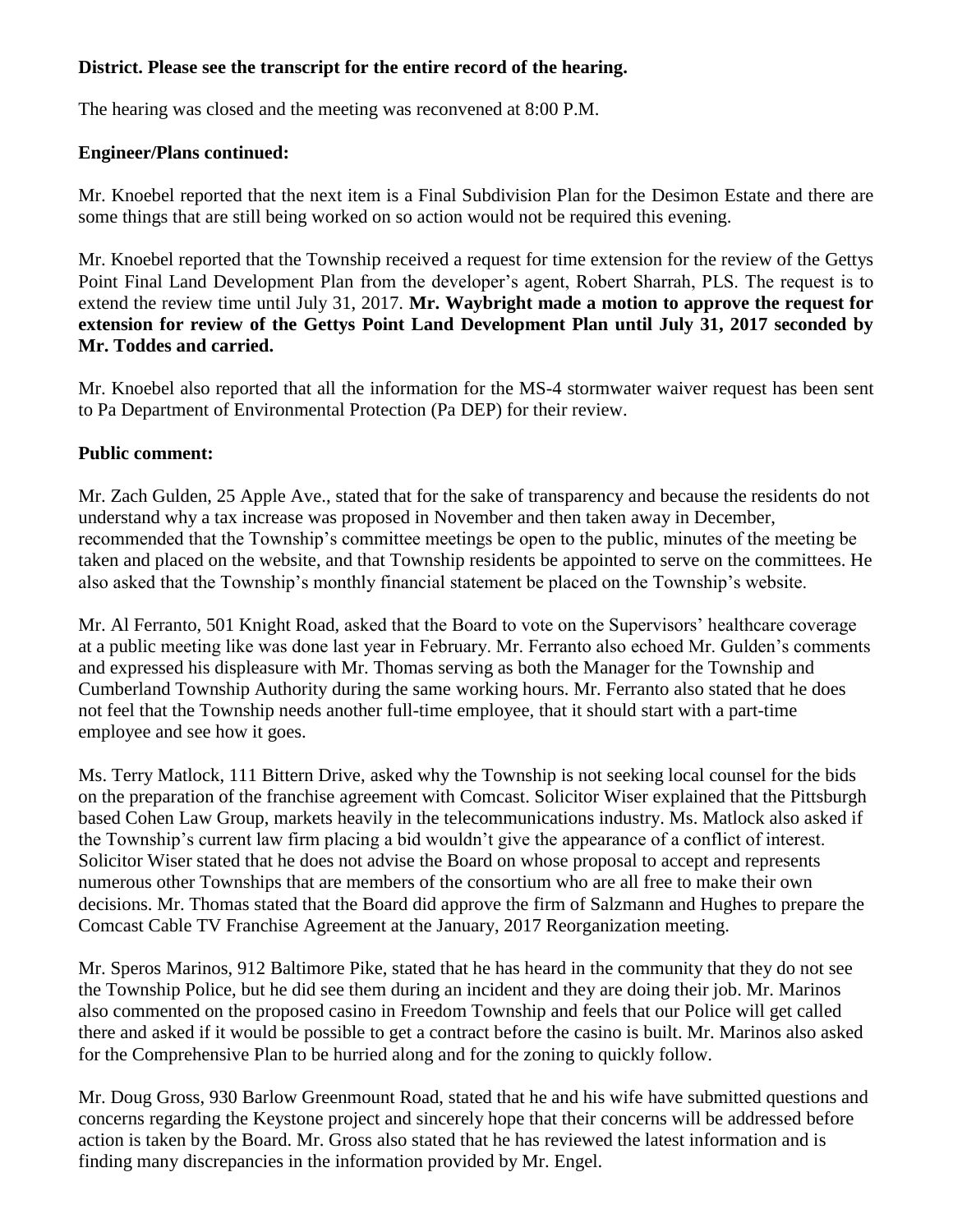**District. Please see the transcript for the entire record of the hearing.**

The hearing was closed and the meeting was reconvened at 8:00 P.M.

**Engineer/Plans continued:**

Mr. Knoebel reported that the next item is a Final Subdivision Plan for the Desimon Estate and there are some things that are still being worked on so action would not be required this evening.

Mr. Knoebel reported that the Township received a request for time extension for the review of the Gettys Point Final Land Development Plan from the developer's agent, Robert Sharrah, PLS. The request is to extend the review time until July 31, 2017. **Mr. Waybright made a motion to approve the request for extension for review of the Gettys Point Land Development Plan until July 31, 2017 seconded by Mr. Toddes and carried.**

Mr. Knoebel also reported that all the information for the MS-4 stormwater waiver request has been sent to Pa Department of Environmental Protection (Pa DEP) for their review.

**Public comment:**

Mr. Zach Gulden, 25 Apple Ave., stated that for the sake of transparency and because the residents do not understand why a tax increase was proposed in November and then taken away in December, recommended that the Township's committee meetings be open to the public, minutes of the meeting be taken and placed on the website, and that Township residents be appointed to serve on the committees. He also asked that the Township's monthly financial statement be placed on the Township's website.

Mr. Al Ferranto, 501 Knight Road, asked that the Board to vote on the Supervisors' healthcare coverage at a public meeting like was done last year in February. Mr. Ferranto also echoed Mr. Gulden's comments and expressed his displeasure with Mr. Thomas serving as both the Manager for the Township and Cumberland Township Authority during the same working hours. Mr. Ferranto also stated that he does not feel that the Township needs another full-time employee, that it should start with a part-time employee and see how it goes.

Ms. Terry Matlock, 111 Bittern Drive, asked why the Township is not seeking local counsel for the bids on the preparation of the franchise agreement with Comcast. Solicitor Wiser explained that the Pittsburgh based Cohen Law Group, markets heavily in the telecommunications industry. Ms. Matlock also asked if the Township's current law firm placing a bid wouldn't give the appearance of a conflict of interest. Solicitor Wiser stated that he does not advise the Board on whose proposal to accept and represents numerous other Townships that are members of the consortium who are all free to make their own decisions. Mr. Thomas stated that the Board did approve the firm of Salzmann and Hughes to prepare the Comcast Cable TV Franchise Agreement at the January, 2017 Reorganization meeting.

Mr. Speros Marinos, 912 Baltimore Pike, stated that he has heard in the community that they do not see the Township Police, but he did see them during an incident and they are doing their job. Mr. Marinos also commented on the proposed casino in Freedom Township and feels that our Police will get called there and asked if it would be possible to get a contract before the casino is built. Mr. Marinos also asked for the Comprehensive Plan to be hurried along and for the zoning to quickly follow.

Mr. Doug Gross, 930 Barlow Greenmount Road, stated that he and his wife have submitted questions and concerns regarding the Keystone project and sincerely hope that their concerns will be addressed before action is taken by the Board. Mr. Gross also stated that he has reviewed the latest information and is finding many discrepancies in the information provided by Mr. Engel.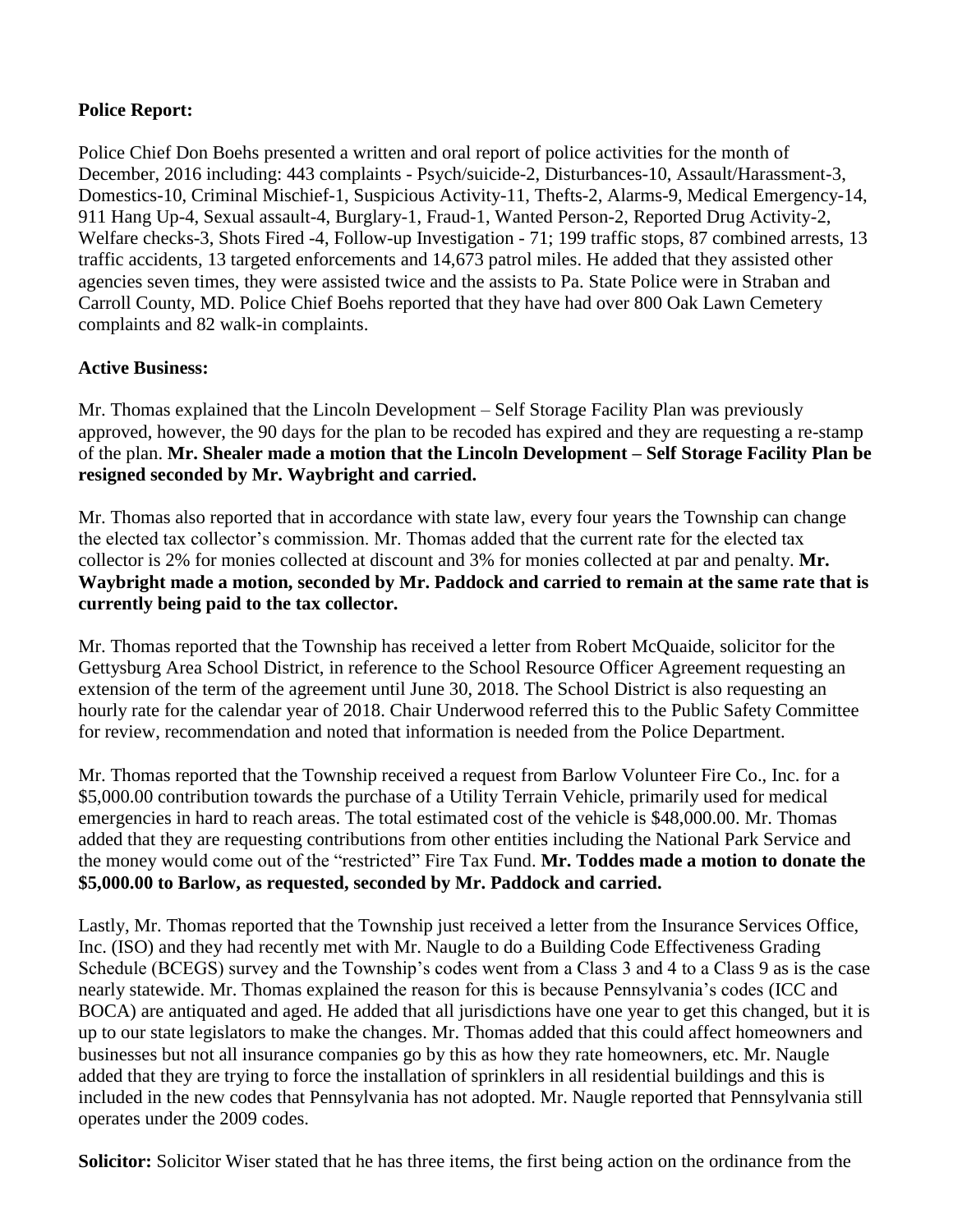**Police Report:**

Police Chief Don Boehs presented a written and oral report of police activities for the month of December, 2016 including: 443 complaints - Psych/suicide-2, Disturbances-10, Assault/Harassment-3, Domestics-10, Criminal Mischief-1, Suspicious Activity-11, Thefts-2, Alarms-9, Medical Emergency-14, 911 Hang Up-4, Sexual assault-4, Burglary-1, Fraud-1, Wanted Person-2, Reported Drug Activity-2, Welfare checks-3, Shots Fired -4, Follow-up Investigation - 71; 199 traffic stops, 87 combined arrests, 13 traffic accidents, 13 targeted enforcements and 14,673 patrol miles. He added that they assisted other agencies seven times, they were assisted twice and the assists to Pa. State Police were in Straban and Carroll County, MD. Police Chief Boehs reported that they have had over 800 Oak Lawn Cemetery complaints and 82 walk-in complaints.

**Active Business:**

Mr. Thomas explained that the Lincoln Development – Self Storage Facility Plan was previously approved, however, the 90 days for the plan to be recoded has expired and they are requesting a re-stamp of the plan. **Mr. Shealer made a motion that the Lincoln Development – Self Storage Facility Plan be resigned seconded by Mr. Waybright and carried.**

Mr. Thomas also reported that in accordance with state law, every four years the Township can change the elected tax collector's commission. Mr. Thomas added that the current rate for the elected tax collector is 2% for monies collected at discount and 3% for monies collected at par and penalty. **Mr. Waybright made a motion, seconded by Mr. Paddock and carried to remain at the same rate that is currently being paid to the tax collector.**

Mr. Thomas reported that the Township has received a letter from Robert McQuaide, solicitor for the Gettysburg Area School District, in reference to the School Resource Officer Agreement requesting an extension of the term of the agreement until June 30, 2018. The School District is also requesting an hourly rate for the calendar year of 2018. Chair Underwood referred this to the Public Safety Committee for review, recommendation and noted that information is needed from the Police Department.

Mr. Thomas reported that the Township received a request from Barlow Volunteer Fire Co., Inc. for a $5,000.00 contribution towards the purchase of a Utility Terrain Vehicle, primarily used for medical emergencies in hard to reach areas. The total estimated cost of the vehicle is $48,000.00. Mr. Thomas added that they are requesting contributions from other entities including the National Park Service and the money would come out of the "restricted" Fire Tax Fund. **Mr. Toddes made a motion to donate the $5,000.00 to Barlow, as requested, seconded by Mr. Paddock and carried.**

Lastly, Mr. Thomas reported that the Township just received a letter from the Insurance Services Office, Inc. (ISO) and they had recently met with Mr. Naugle to do a Building Code Effectiveness Grading Schedule (BCEGS) survey and the Township's codes went from a Class 3 and 4 to a Class 9 as is the case nearly statewide. Mr. Thomas explained the reason for this is because Pennsylvania's codes (ICC and BOCA) are antiquated and aged. He added that all jurisdictions have one year to get this changed, but it is up to our state legislators to make the changes. Mr. Thomas added that this could affect homeowners and businesses but not all insurance companies go by this as how they rate homeowners, etc. Mr. Naugle added that they are trying to force the installation of sprinklers in all residential buildings and this is included in the new codes that Pennsylvania has not adopted. Mr. Naugle reported that Pennsylvania still operates under the 2009 codes.

**Solicitor:** Solicitor Wiser stated that he has three items, the first being action on the ordinance from the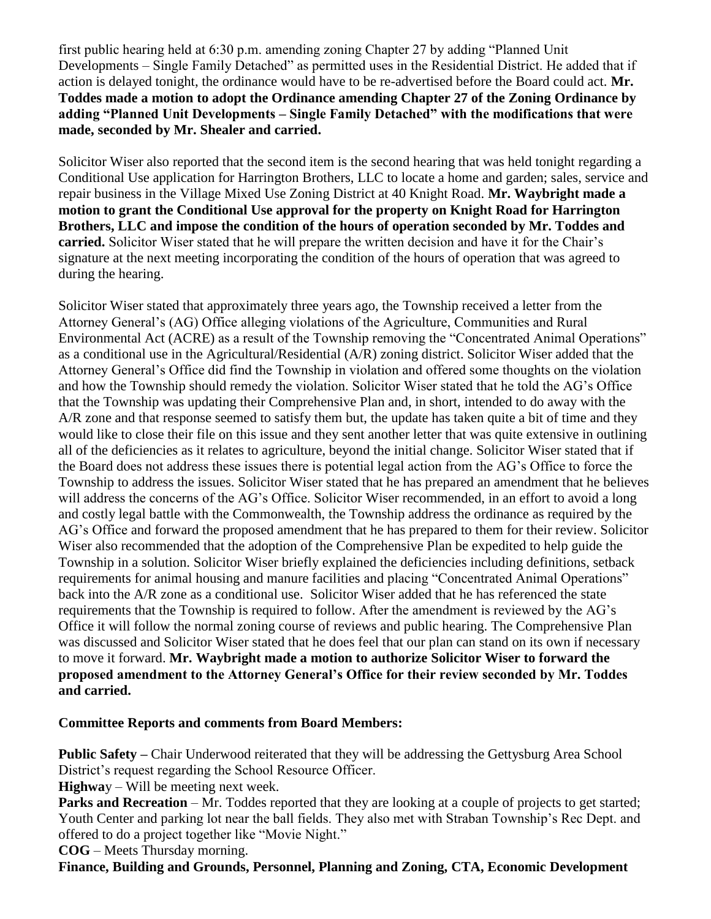first public hearing held at 6:30 p.m. amending zoning Chapter 27 by adding "Planned Unit Developments – Single Family Detached" as permitted uses in the Residential District. He added that if action is delayed tonight, the ordinance would have to be re-advertised before the Board could act. **Mr. Toddes made a motion to adopt the Ordinance amending Chapter 27 of the Zoning Ordinance by adding "Planned Unit Developments – Single Family Detached" with the modifications that were made, seconded by Mr. Shealer and carried.**

Solicitor Wiser also reported that the second item is the second hearing that was held tonight regarding a Conditional Use application for Harrington Brothers, LLC to locate a home and garden; sales, service and repair business in the Village Mixed Use Zoning District at 40 Knight Road. **Mr. Waybright made a motion to grant the Conditional Use approval for the property on Knight Road for Harrington Brothers, LLC and impose the condition of the hours of operation seconded by Mr. Toddes and carried.** Solicitor Wiser stated that he will prepare the written decision and have it for the Chair's signature at the next meeting incorporating the condition of the hours of operation that was agreed to during the hearing.

Solicitor Wiser stated that approximately three years ago, the Township received a letter from the Attorney General's (AG) Office alleging violations of the Agriculture, Communities and Rural Environmental Act (ACRE) as a result of the Township removing the "Concentrated Animal Operations" as a conditional use in the Agricultural/Residential (A/R) zoning district. Solicitor Wiser added that the Attorney General's Office did find the Township in violation and offered some thoughts on the violation and how the Township should remedy the violation. Solicitor Wiser stated that he told the AG's Office that the Township was updating their Comprehensive Plan and, in short, intended to do away with the A/R zone and that response seemed to satisfy them but, the update has taken quite a bit of time and they would like to close their file on this issue and they sent another letter that was quite extensive in outlining all of the deficiencies as it relates to agriculture, beyond the initial change. Solicitor Wiser stated that if the Board does not address these issues there is potential legal action from the AG's Office to force the Township to address the issues. Solicitor Wiser stated that he has prepared an amendment that he believes will address the concerns of the AG's Office. Solicitor Wiser recommended, in an effort to avoid a long and costly legal battle with the Commonwealth, the Township address the ordinance as required by the AG's Office and forward the proposed amendment that he has prepared to them for their review. Solicitor Wiser also recommended that the adoption of the Comprehensive Plan be expedited to help guide the Township in a solution. Solicitor Wiser briefly explained the deficiencies including definitions, setback requirements for animal housing and manure facilities and placing "Concentrated Animal Operations" back into the A/R zone as a conditional use. Solicitor Wiser added that he has referenced the state requirements that the Township is required to follow. After the amendment is reviewed by the AG's Office it will follow the normal zoning course of reviews and public hearing. The Comprehensive Plan was discussed and Solicitor Wiser stated that he does feel that our plan can stand on its own if necessary to move it forward. **Mr. Waybright made a motion to authorize Solicitor Wiser to forward the proposed amendment to the Attorney General's Office for their review seconded by Mr. Toddes and carried.**

**Committee Reports and comments from Board Members:**

**Public Safety –** Chair Underwood reiterated that they will be addressing the Gettysburg Area School District's request regarding the School Resource Officer.

**Highwa**y – Will be meeting next week.

**Parks and Recreation** – Mr. Toddes reported that they are looking at a couple of projects to get started; Youth Center and parking lot near the ball fields. They also met with Straban Township's Rec Dept. and offered to do a project together like "Movie Night."

**COG** – Meets Thursday morning.

**Finance, Building and Grounds, Personnel, Planning and Zoning, CTA, Economic Development**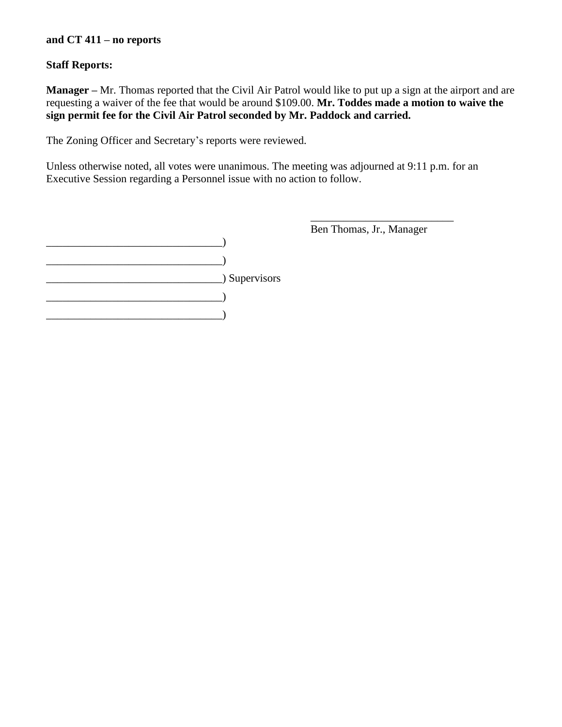**and CT 411 – no reports**

**Staff Reports:**

**Manager –** Mr. Thomas reported that the Civil Air Patrol would like to put up a sign at the airport and are requesting a waiver of the fee that would be around $109.00. **Mr. Toddes made a motion to waive the sign permit fee for the Civil Air Patrol seconded by Mr. Paddock and carried.**

The Zoning Officer and Secretary's reports were reviewed.

Unless otherwise noted, all votes were unanimous. The meeting was adjourned at 9:11 p.m. for an Executive Session regarding a Personnel issue with no action to follow.

___________________________
Ben Thomas, Jr., Manager

_________________________________)
_________________________________)
_________________________________) Supervisors
_________________________________)
_________________________________)